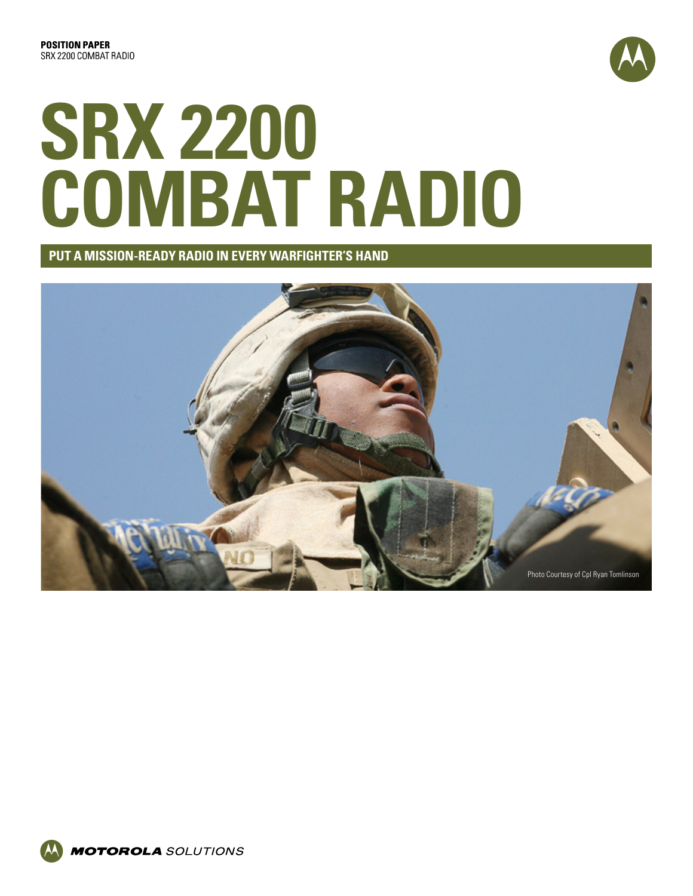**POSITION PAPER**
SRX 2200 COMBAT RADIO

# SRX 2200 COMBAT RADIO

## PUT A MISSION-READY RADIO IN EVERY WARFIGHTER'S HAND

Photo Courtesy of Cpl Ryan Tomlinson

MOTOROLA SOLUTIONS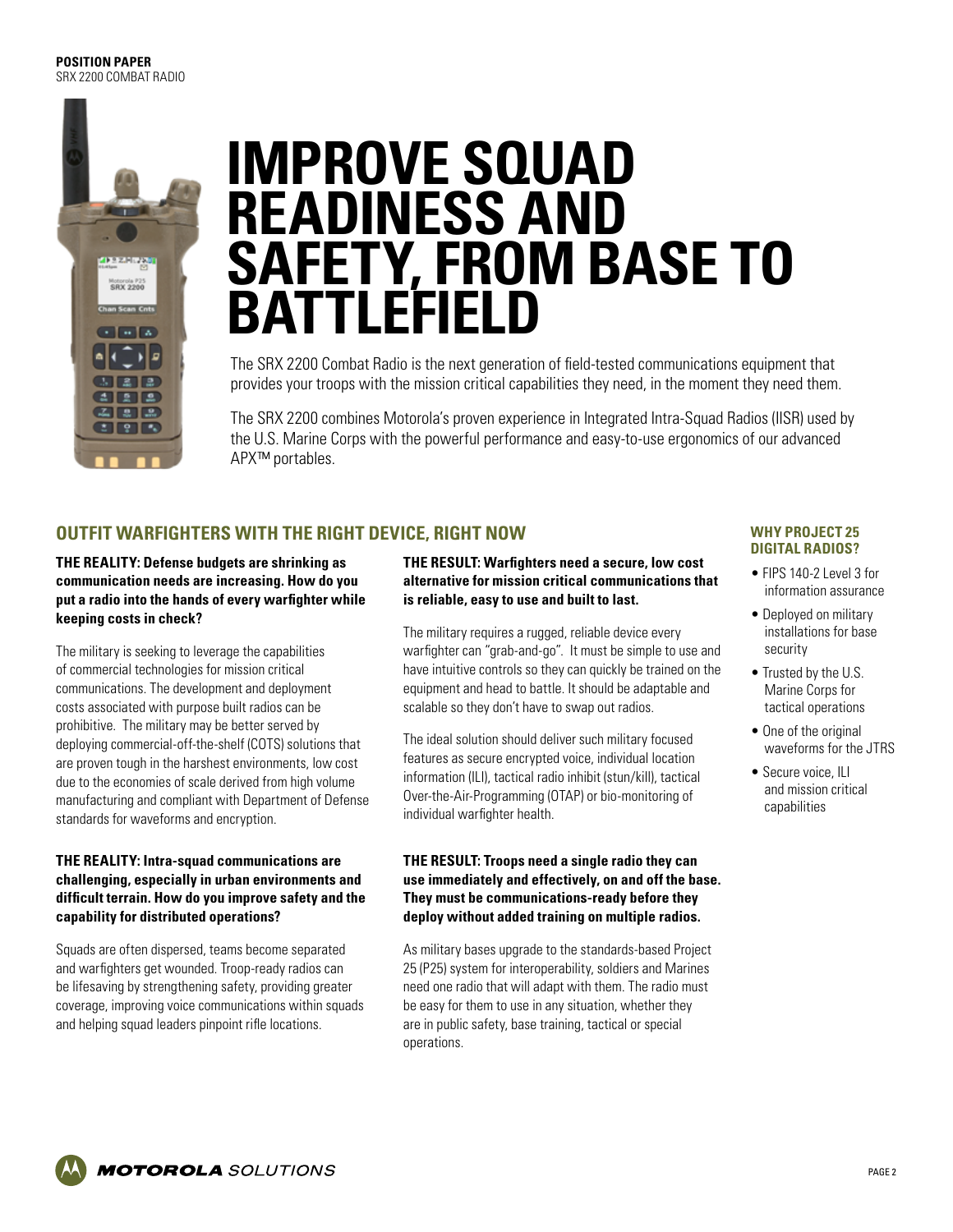**POSITION PAPER**
SRX 2200 COMBAT RADIO

# IMPROVE SQUAD READINESS AND SAFETY, FROM BASE TO BATTLEFIELD

The SRX 2200 Combat Radio is the next generation of field-tested communications equipment that provides your troops with the mission critical capabilities they need, in the moment they need them.

The SRX 2200 combines Motorola's proven experience in Integrated Intra-Squad Radios (IISR) used by the U.S. Marine Corps with the powerful performance and easy-to-use ergonomics of our advanced APX™ portables.

## OUTFIT WARFIGHTERS WITH THE RIGHT DEVICE, RIGHT NOW

**THE REALITY: Defense budgets are shrinking as communication needs are increasing. How do you put a radio into the hands of every warfighter while keeping costs in check?**

The military is seeking to leverage the capabilities of commercial technologies for mission critical communications. The development and deployment costs associated with purpose built radios can be prohibitive. The military may be better served by deploying commercial-off-the-shelf (COTS) solutions that are proven tough in the harshest environments, low cost due to the economies of scale derived from high volume manufacturing and compliant with Department of Defense standards for waveforms and encryption.

**THE REALITY: Intra-squad communications are challenging, especially in urban environments and difficult terrain. How do you improve safety and the capability for distributed operations?**

Squads are often dispersed, teams become separated and warfighters get wounded. Troop-ready radios can be lifesaving by strengthening safety, providing greater coverage, improving voice communications within squads and helping squad leaders pinpoint rifle locations.

**THE RESULT: Warfighters need a secure, low cost alternative for mission critical communications that is reliable, easy to use and built to last.**

The military requires a rugged, reliable device every warfighter can "grab-and-go". It must be simple to use and have intuitive controls so they can quickly be trained on the equipment and head to battle. It should be adaptable and scalable so they don't have to swap out radios.

The ideal solution should deliver such military focused features as secure encrypted voice, individual location information (ILI), tactical radio inhibit (stun/kill), tactical Over-the-Air-Programming (OTAP) or bio-monitoring of individual warfighter health.

**THE RESULT: Troops need a single radio they can use immediately and effectively, on and off the base. They must be communications-ready before they deploy without added training on multiple radios.**

As military bases upgrade to the standards-based Project 25 (P25) system for interoperability, soldiers and Marines need one radio that will adapt with them. The radio must be easy for them to use in any situation, whether they are in public safety, base training, tactical or special operations.

### WHY PROJECT 25 DIGITAL RADIOS?

- FIPS 140-2 Level 3 for information assurance
- Deployed on military installations for base security
- Trusted by the U.S. Marine Corps for tactical operations
- One of the original waveforms for the JTRS
- Secure voice, ILI and mission critical capabilities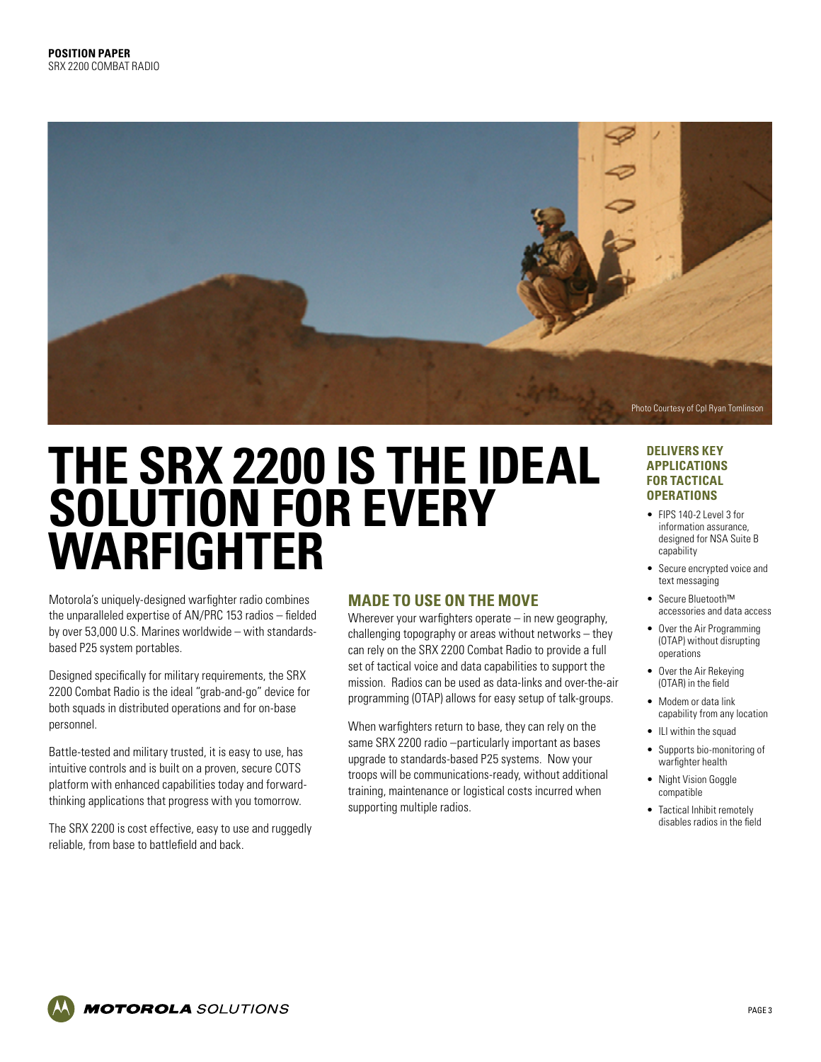Photo Courtesy of Cpl Ryan Tomlinson

# THE SRX 2200 IS THE IDEAL SOLUTION FOR EVERY WARFIGHTER

Motorola's uniquely-designed warfighter radio combines the unparalleled expertise of AN/PRC 153 radios – fielded by over 53,000 U.S. Marines worldwide – with standards-based P25 system portables.

Designed specifically for military requirements, the SRX 2200 Combat Radio is the ideal "grab-and-go" device for both squads in distributed operations and for on-base personnel.

Battle-tested and military trusted, it is easy to use, has intuitive controls and is built on a proven, secure COTS platform with enhanced capabilities today and forward-thinking applications that progress with you tomorrow.

The SRX 2200 is cost effective, easy to use and ruggedly reliable, from base to battlefield and back.

## MADE TO USE ON THE MOVE

Wherever your warfighters operate – in new geography, challenging topography or areas without networks – they can rely on the SRX 2200 Combat Radio to provide a full set of tactical voice and data capabilities to support the mission. Radios can be used as data-links and over-the-air programming (OTAP) allows for easy setup of talk-groups.

When warfighters return to base, they can rely on the same SRX 2200 radio –particularly important as bases upgrade to standards-based P25 systems. Now your troops will be communications-ready, without additional training, maintenance or logistical costs incurred when supporting multiple radios.

## DELIVERS KEY APPLICATIONS FOR TACTICAL OPERATIONS

- FIPS 140-2 Level 3 for information assurance, designed for NSA Suite B capability
- Secure encrypted voice and text messaging
- Secure Bluetooth™ accessories and data access
- Over the Air Programming (OTAP) without disrupting operations
- Over the Air Rekeying (OTAR) in the field
- Modem or data link capability from any location
- ILI within the squad
- Supports bio-monitoring of warfighter health
- Night Vision Goggle compatible
- Tactical Inhibit remotely disables radios in the field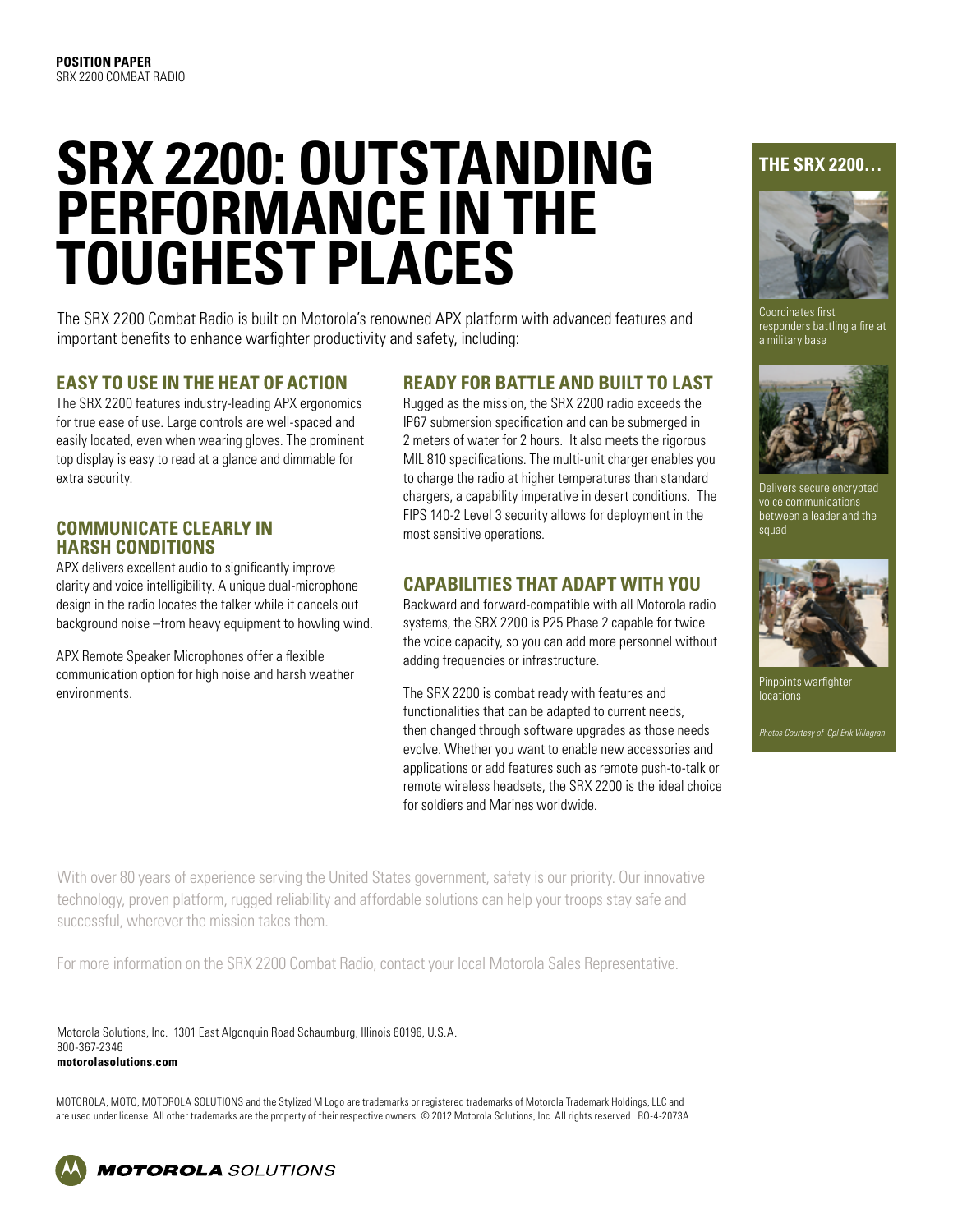**POSITION PAPER**
SRX 2200 COMBAT RADIO

# SRX 2200: OUTSTANDING PERFORMANCE IN THE TOUGHEST PLACES

The SRX 2200 Combat Radio is built on Motorola's renowned APX platform with advanced features and important benefits to enhance warfighter productivity and safety, including:

## EASY TO USE IN THE HEAT OF ACTION

The SRX 2200 features industry-leading APX ergonomics for true ease of use. Large controls are well-spaced and easily located, even when wearing gloves. The prominent top display is easy to read at a glance and dimmable for extra security.

## COMMUNICATE CLEARLY IN HARSH CONDITIONS

APX delivers excellent audio to significantly improve clarity and voice intelligibility. A unique dual-microphone design in the radio locates the talker while it cancels out background noise –from heavy equipment to howling wind.

APX Remote Speaker Microphones offer a flexible communication option for high noise and harsh weather environments.

## READY FOR BATTLE AND BUILT TO LAST

Rugged as the mission, the SRX 2200 radio exceeds the IP67 submersion specification and can be submerged in 2 meters of water for 2 hours. It also meets the rigorous MIL 810 specifications. The multi-unit charger enables you to charge the radio at higher temperatures than standard chargers, a capability imperative in desert conditions. The FIPS 140-2 Level 3 security allows for deployment in the most sensitive operations.

## CAPABILITIES THAT ADAPT WITH YOU

Backward and forward-compatible with all Motorola radio systems, the SRX 2200 is P25 Phase 2 capable for twice the voice capacity, so you can add more personnel without adding frequencies or infrastructure.

The SRX 2200 is combat ready with features and functionalities that can be adapted to current needs, then changed through software upgrades as those needs evolve. Whether you want to enable new accessories and applications or add features such as remote push-to-talk or remote wireless headsets, the SRX 2200 is the ideal choice for soldiers and Marines worldwide.

## THE SRX 2200…

Coordinates first responders battling a fire at a military base

Delivers secure encrypted voice communications between a leader and the squad

Pinpoints warfighter locations

*Photos Courtesy of Cpl Erik Villagran*

With over 80 years of experience serving the United States government, safety is our priority. Our innovative technology, proven platform, rugged reliability and affordable solutions can help your troops stay safe and successful, wherever the mission takes them.

For more information on the SRX 2200 Combat Radio, contact your local Motorola Sales Representative.

Motorola Solutions, Inc. 1301 East Algonquin Road Schaumburg, Illinois 60196, U.S.A.
800-367-2346
**motorolasolutions.com**

MOTOROLA, MOTO, MOTOROLA SOLUTIONS and the Stylized M Logo are trademarks or registered trademarks of Motorola Trademark Holdings, LLC and are used under license. All other trademarks are the property of their respective owners. © 2012 Motorola Solutions, Inc. All rights reserved. RO-4-2073A

**MOTOROLA** SOLUTIONS